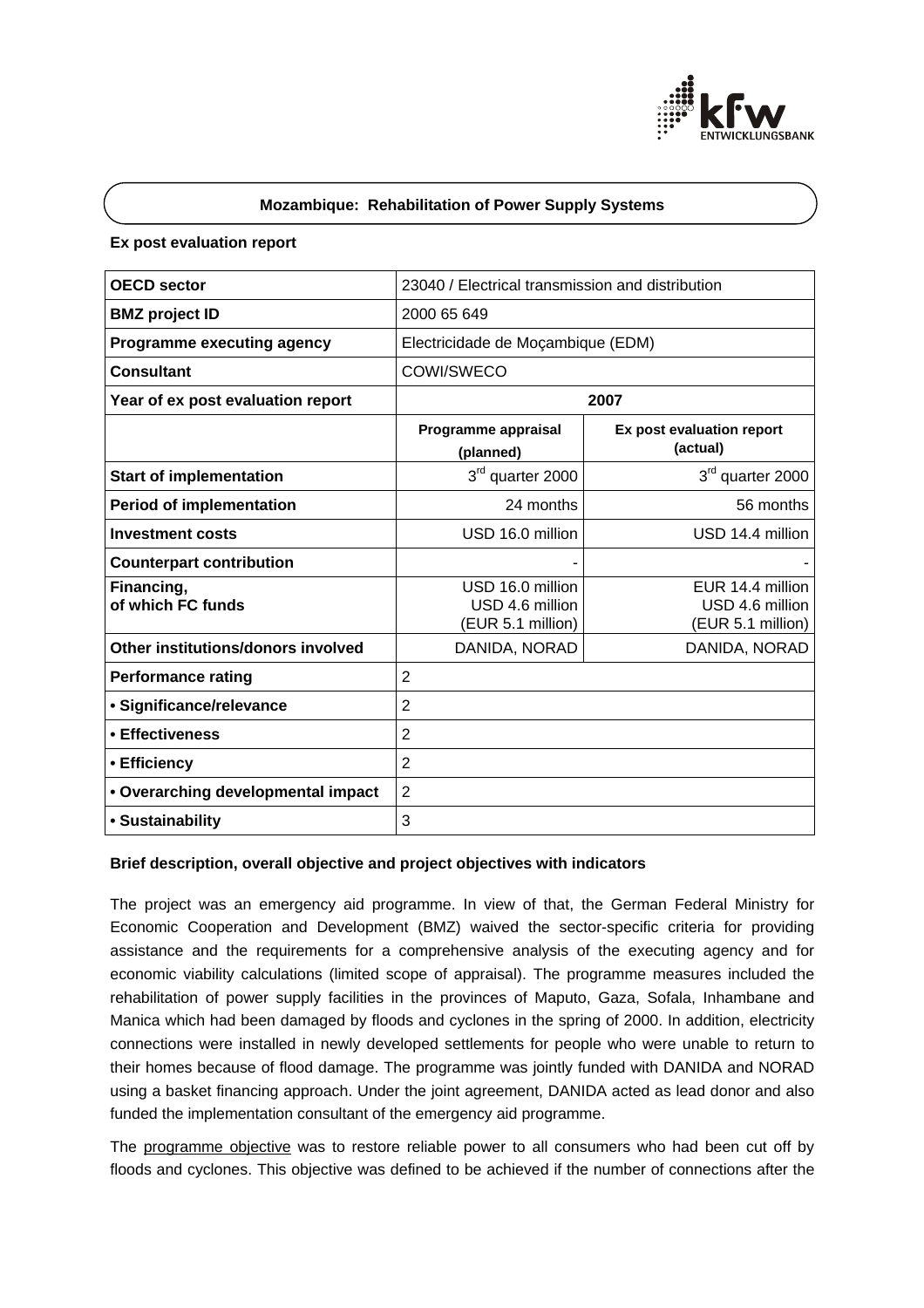**Mozambique: Rehabilitation of Power Supply Systems**

**Ex post evaluation report**

| **OECD sector** | 23040 / Electrical transmission and distribution | |
|---|---|---|
| **BMZ project ID** | 2000 65 649 | |
| **Programme executing agency** | Electricidade de Moçambique (EDM) | |
| **Consultant** | COWI/SWECO | |
| **Year of ex post evaluation report** | **2007** | |
| | **Programme appraisal (planned)** | **Ex post evaluation report (actual)** |
| **Start of implementation** | 3rd quarter 2000 | 3rd quarter 2000 |
| **Period of implementation** | 24 months | 56 months |
| **Investment costs** | USD 16.0 million | USD 14.4 million |
| **Counterpart contribution** | - | - |
| **Financing, of which FC funds** | USD 16.0 million<br>USD 4.6 million<br>(EUR 5.1 million) | EUR 14.4 million<br>USD 4.6 million<br>(EUR 5.1 million) |
| **Other institutions/donors involved** | DANIDA, NORAD | DANIDA, NORAD |
| **Performance rating** | 2 | |
| **• Significance/relevance** | 2 | |
| **• Effectiveness** | 2 | |
| **• Efficiency** | 2 | |
| **• Overarching developmental impact** | 2 | |
| **• Sustainability** | 3 | |

**Brief description, overall objective and project objectives with indicators**

The project was an emergency aid programme. In view of that, the German Federal Ministry for Economic Cooperation and Development (BMZ) waived the sector-specific criteria for providing assistance and the requirements for a comprehensive analysis of the executing agency and for economic viability calculations (limited scope of appraisal). The programme measures included the rehabilitation of power supply facilities in the provinces of Maputo, Gaza, Sofala, Inhambane and Manica which had been damaged by floods and cyclones in the spring of 2000. In addition, electricity connections were installed in newly developed settlements for people who were unable to return to their homes because of flood damage. The programme was jointly funded with DANIDA and NORAD using a basket financing approach. Under the joint agreement, DANIDA acted as lead donor and also funded the implementation consultant of the emergency aid programme.

The programme objective was to restore reliable power to all consumers who had been cut off by floods and cyclones. This objective was defined to be achieved if the number of connections after the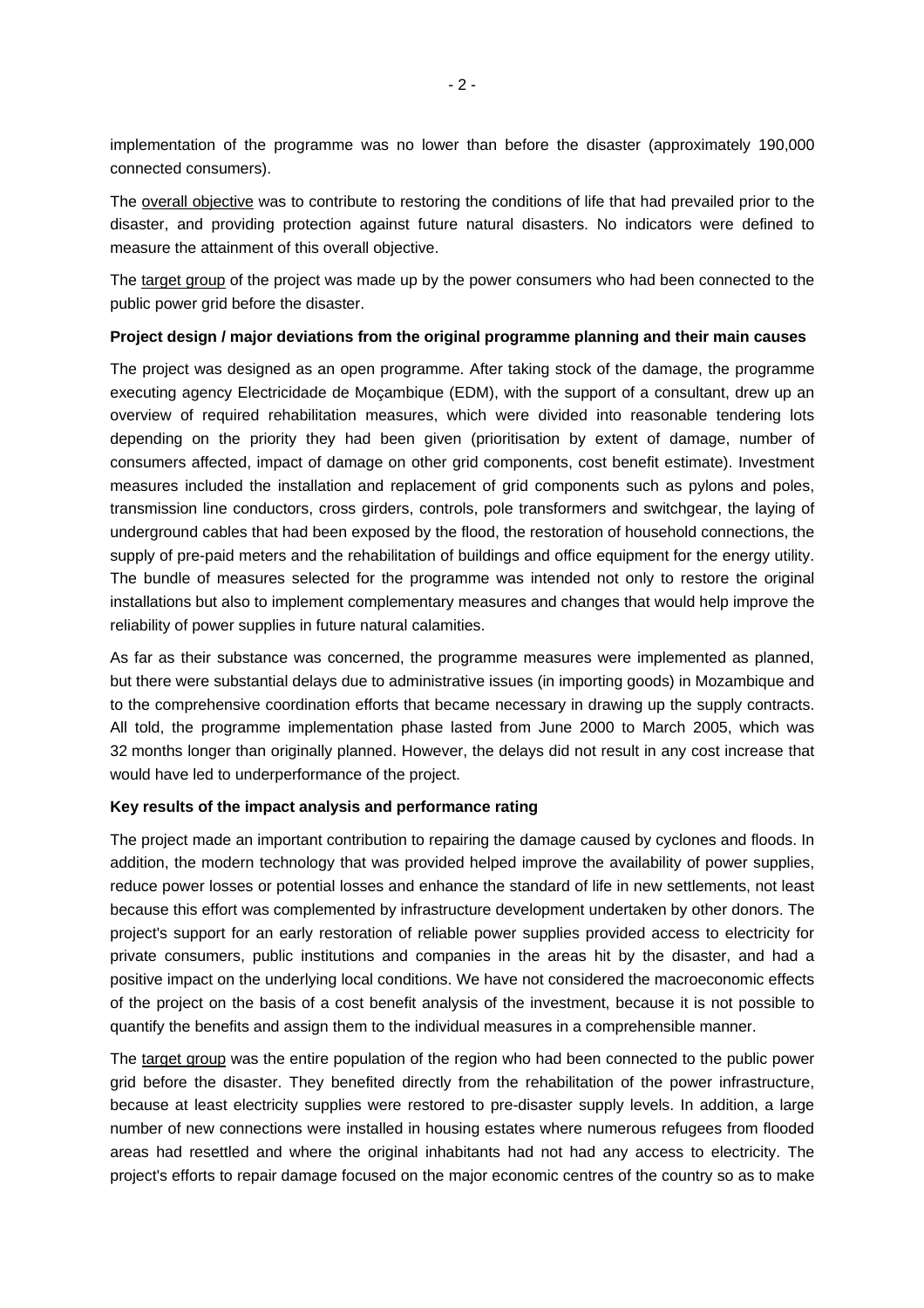implementation of the programme was no lower than before the disaster (approximately 190,000 connected consumers).

The overall objective was to contribute to restoring the conditions of life that had prevailed prior to the disaster, and providing protection against future natural disasters. No indicators were defined to measure the attainment of this overall objective.

The target group of the project was made up by the power consumers who had been connected to the public power grid before the disaster.

**Project design / major deviations from the original programme planning and their main causes**

The project was designed as an open programme. After taking stock of the damage, the programme executing agency Electricidade de Moçambique (EDM), with the support of a consultant, drew up an overview of required rehabilitation measures, which were divided into reasonable tendering lots depending on the priority they had been given (prioritisation by extent of damage, number of consumers affected, impact of damage on other grid components, cost benefit estimate). Investment measures included the installation and replacement of grid components such as pylons and poles, transmission line conductors, cross girders, controls, pole transformers and switchgear, the laying of underground cables that had been exposed by the flood, the restoration of household connections, the supply of pre-paid meters and the rehabilitation of buildings and office equipment for the energy utility. The bundle of measures selected for the programme was intended not only to restore the original installations but also to implement complementary measures and changes that would help improve the reliability of power supplies in future natural calamities.

As far as their substance was concerned, the programme measures were implemented as planned, but there were substantial delays due to administrative issues (in importing goods) in Mozambique and to the comprehensive coordination efforts that became necessary in drawing up the supply contracts. All told, the programme implementation phase lasted from June 2000 to March 2005, which was 32 months longer than originally planned. However, the delays did not result in any cost increase that would have led to underperformance of the project.

**Key results of the impact analysis and performance rating**

The project made an important contribution to repairing the damage caused by cyclones and floods. In addition, the modern technology that was provided helped improve the availability of power supplies, reduce power losses or potential losses and enhance the standard of life in new settlements, not least because this effort was complemented by infrastructure development undertaken by other donors. The project's support for an early restoration of reliable power supplies provided access to electricity for private consumers, public institutions and companies in the areas hit by the disaster, and had a positive impact on the underlying local conditions. We have not considered the macroeconomic effects of the project on the basis of a cost benefit analysis of the investment, because it is not possible to quantify the benefits and assign them to the individual measures in a comprehensible manner.

The target group was the entire population of the region who had been connected to the public power grid before the disaster. They benefited directly from the rehabilitation of the power infrastructure, because at least electricity supplies were restored to pre-disaster supply levels. In addition, a large number of new connections were installed in housing estates where numerous refugees from flooded areas had resettled and where the original inhabitants had not had any access to electricity. The project's efforts to repair damage focused on the major economic centres of the country so as to make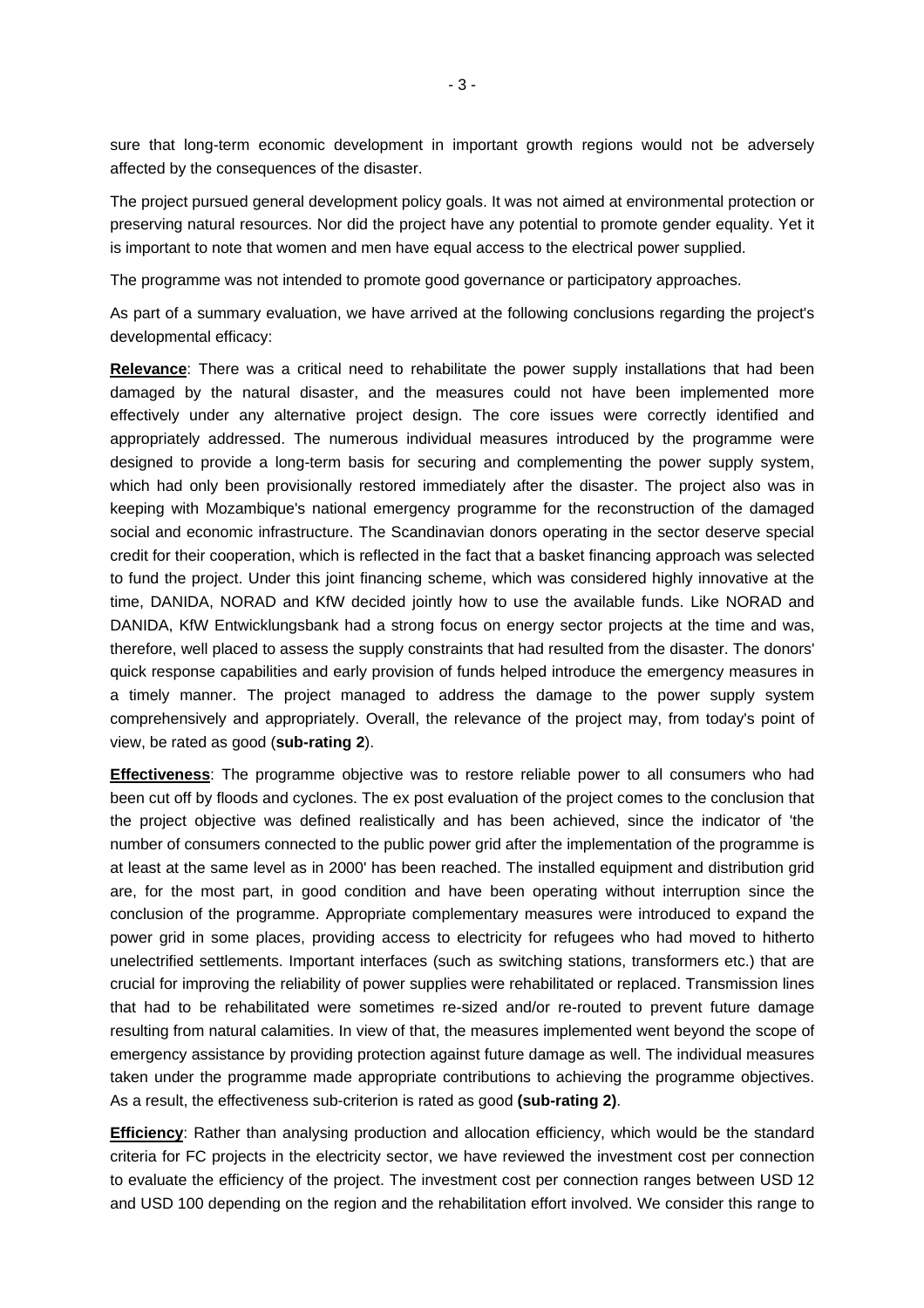sure that long-term economic development in important growth regions would not be adversely affected by the consequences of the disaster.

The project pursued general development policy goals. It was not aimed at environmental protection or preserving natural resources. Nor did the project have any potential to promote gender equality. Yet it is important to note that women and men have equal access to the electrical power supplied.

The programme was not intended to promote good governance or participatory approaches.

As part of a summary evaluation, we have arrived at the following conclusions regarding the project's developmental efficacy:

**Relevance**: There was a critical need to rehabilitate the power supply installations that had been damaged by the natural disaster, and the measures could not have been implemented more effectively under any alternative project design. The core issues were correctly identified and appropriately addressed. The numerous individual measures introduced by the programme were designed to provide a long-term basis for securing and complementing the power supply system, which had only been provisionally restored immediately after the disaster. The project also was in keeping with Mozambique's national emergency programme for the reconstruction of the damaged social and economic infrastructure. The Scandinavian donors operating in the sector deserve special credit for their cooperation, which is reflected in the fact that a basket financing approach was selected to fund the project. Under this joint financing scheme, which was considered highly innovative at the time, DANIDA, NORAD and KfW decided jointly how to use the available funds. Like NORAD and DANIDA, KfW Entwicklungsbank had a strong focus on energy sector projects at the time and was, therefore, well placed to assess the supply constraints that had resulted from the disaster. The donors' quick response capabilities and early provision of funds helped introduce the emergency measures in a timely manner. The project managed to address the damage to the power supply system comprehensively and appropriately. Overall, the relevance of the project may, from today's point of view, be rated as good (**sub-rating 2**).

**Effectiveness**: The programme objective was to restore reliable power to all consumers who had been cut off by floods and cyclones. The ex post evaluation of the project comes to the conclusion that the project objective was defined realistically and has been achieved, since the indicator of 'the number of consumers connected to the public power grid after the implementation of the programme is at least at the same level as in 2000' has been reached. The installed equipment and distribution grid are, for the most part, in good condition and have been operating without interruption since the conclusion of the programme. Appropriate complementary measures were introduced to expand the power grid in some places, providing access to electricity for refugees who had moved to hitherto unelectrified settlements. Important interfaces (such as switching stations, transformers etc.) that are crucial for improving the reliability of power supplies were rehabilitated or replaced. Transmission lines that had to be rehabilitated were sometimes re-sized and/or re-routed to prevent future damage resulting from natural calamities. In view of that, the measures implemented went beyond the scope of emergency assistance by providing protection against future damage as well. The individual measures taken under the programme made appropriate contributions to achieving the programme objectives. As a result, the effectiveness sub-criterion is rated as good **(sub-rating 2)**.

**Efficiency**: Rather than analysing production and allocation efficiency, which would be the standard criteria for FC projects in the electricity sector, we have reviewed the investment cost per connection to evaluate the efficiency of the project. The investment cost per connection ranges between USD 12 and USD 100 depending on the region and the rehabilitation effort involved. We consider this range to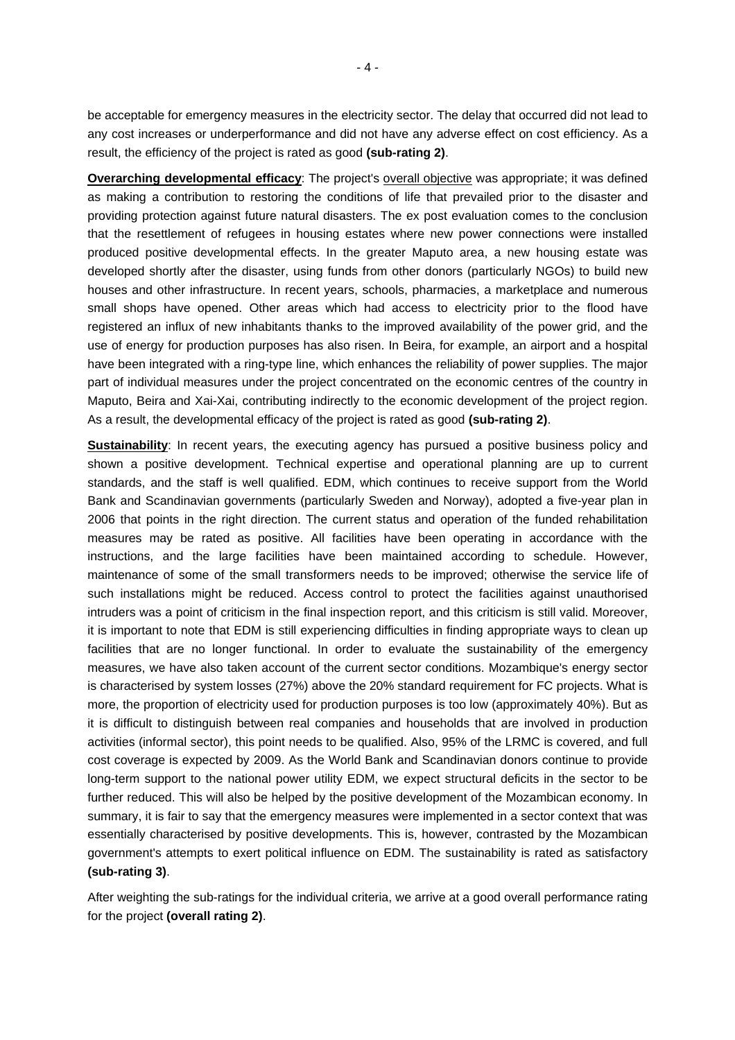be acceptable for emergency measures in the electricity sector. The delay that occurred did not lead to any cost increases or underperformance and did not have any adverse effect on cost efficiency. As a result, the efficiency of the project is rated as good **(sub-rating 2)**.

**Overarching developmental efficacy**: The project's overall objective was appropriate; it was defined as making a contribution to restoring the conditions of life that prevailed prior to the disaster and providing protection against future natural disasters. The ex post evaluation comes to the conclusion that the resettlement of refugees in housing estates where new power connections were installed produced positive developmental effects. In the greater Maputo area, a new housing estate was developed shortly after the disaster, using funds from other donors (particularly NGOs) to build new houses and other infrastructure. In recent years, schools, pharmacies, a marketplace and numerous small shops have opened. Other areas which had access to electricity prior to the flood have registered an influx of new inhabitants thanks to the improved availability of the power grid, and the use of energy for production purposes has also risen. In Beira, for example, an airport and a hospital have been integrated with a ring-type line, which enhances the reliability of power supplies. The major part of individual measures under the project concentrated on the economic centres of the country in Maputo, Beira and Xai-Xai, contributing indirectly to the economic development of the project region. As a result, the developmental efficacy of the project is rated as good **(sub-rating 2)**.

**Sustainability**: In recent years, the executing agency has pursued a positive business policy and shown a positive development. Technical expertise and operational planning are up to current standards, and the staff is well qualified. EDM, which continues to receive support from the World Bank and Scandinavian governments (particularly Sweden and Norway), adopted a five-year plan in 2006 that points in the right direction. The current status and operation of the funded rehabilitation measures may be rated as positive. All facilities have been operating in accordance with the instructions, and the large facilities have been maintained according to schedule. However, maintenance of some of the small transformers needs to be improved; otherwise the service life of such installations might be reduced. Access control to protect the facilities against unauthorised intruders was a point of criticism in the final inspection report, and this criticism is still valid. Moreover, it is important to note that EDM is still experiencing difficulties in finding appropriate ways to clean up facilities that are no longer functional. In order to evaluate the sustainability of the emergency measures, we have also taken account of the current sector conditions. Mozambique's energy sector is characterised by system losses (27%) above the 20% standard requirement for FC projects. What is more, the proportion of electricity used for production purposes is too low (approximately 40%). But as it is difficult to distinguish between real companies and households that are involved in production activities (informal sector), this point needs to be qualified. Also, 95% of the LRMC is covered, and full cost coverage is expected by 2009. As the World Bank and Scandinavian donors continue to provide long-term support to the national power utility EDM, we expect structural deficits in the sector to be further reduced. This will also be helped by the positive development of the Mozambican economy. In summary, it is fair to say that the emergency measures were implemented in a sector context that was essentially characterised by positive developments. This is, however, contrasted by the Mozambican government's attempts to exert political influence on EDM. The sustainability is rated as satisfactory **(sub-rating 3)**.

After weighting the sub-ratings for the individual criteria, we arrive at a good overall performance rating for the project **(overall rating 2)**.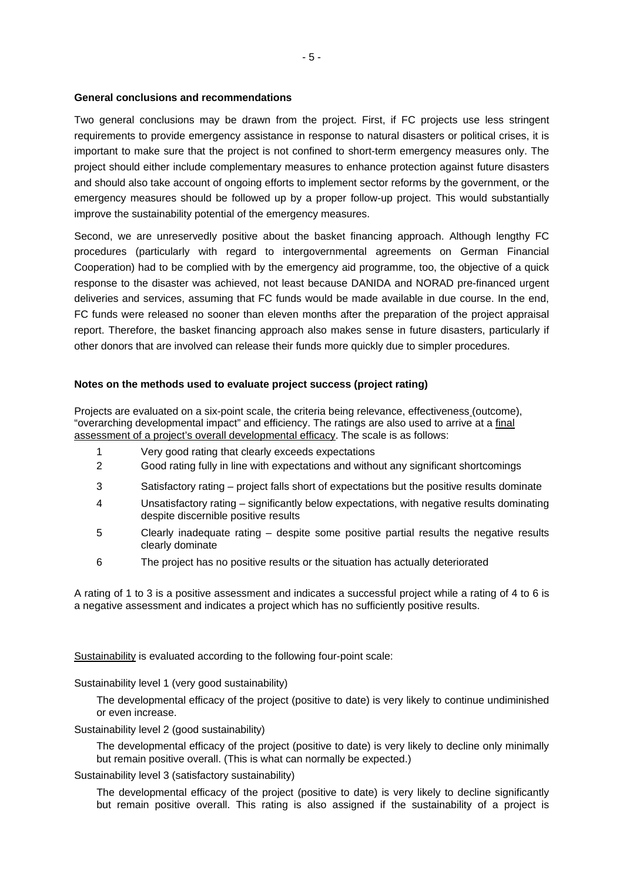**General conclusions and recommendations**

Two general conclusions may be drawn from the project. First, if FC projects use less stringent requirements to provide emergency assistance in response to natural disasters or political crises, it is important to make sure that the project is not confined to short-term emergency measures only. The project should either include complementary measures to enhance protection against future disasters and should also take account of ongoing efforts to implement sector reforms by the government, or the emergency measures should be followed up by a proper follow-up project. This would substantially improve the sustainability potential of the emergency measures.

Second, we are unreservedly positive about the basket financing approach. Although lengthy FC procedures (particularly with regard to intergovernmental agreements on German Financial Cooperation) had to be complied with by the emergency aid programme, too, the objective of a quick response to the disaster was achieved, not least because DANIDA and NORAD pre-financed urgent deliveries and services, assuming that FC funds would be made available in due course. In the end, FC funds were released no sooner than eleven months after the preparation of the project appraisal report. Therefore, the basket financing approach also makes sense in future disasters, particularly if other donors that are involved can release their funds more quickly due to simpler procedures.

**Notes on the methods used to evaluate project success (project rating)**

Projects are evaluated on a six-point scale, the criteria being relevance, effectiveness (outcome), "overarching developmental impact" and efficiency. The ratings are also used to arrive at a final assessment of a project's overall developmental efficacy. The scale is as follows:

1. Very good rating that clearly exceeds expectations
2. Good rating fully in line with expectations and without any significant shortcomings
3. Satisfactory rating – project falls short of expectations but the positive results dominate
4. Unsatisfactory rating – significantly below expectations, with negative results dominating despite discernible positive results
5. Clearly inadequate rating – despite some positive partial results the negative results clearly dominate
6. The project has no positive results or the situation has actually deteriorated

A rating of 1 to 3 is a positive assessment and indicates a successful project while a rating of 4 to 6 is a negative assessment and indicates a project which has no sufficiently positive results.

Sustainability is evaluated according to the following four-point scale:

Sustainability level 1 (very good sustainability)

The developmental efficacy of the project (positive to date) is very likely to continue undiminished or even increase.

Sustainability level 2 (good sustainability)

The developmental efficacy of the project (positive to date) is very likely to decline only minimally but remain positive overall. (This is what can normally be expected.)

Sustainability level 3 (satisfactory sustainability)

The developmental efficacy of the project (positive to date) is very likely to decline significantly but remain positive overall. This rating is also assigned if the sustainability of a project is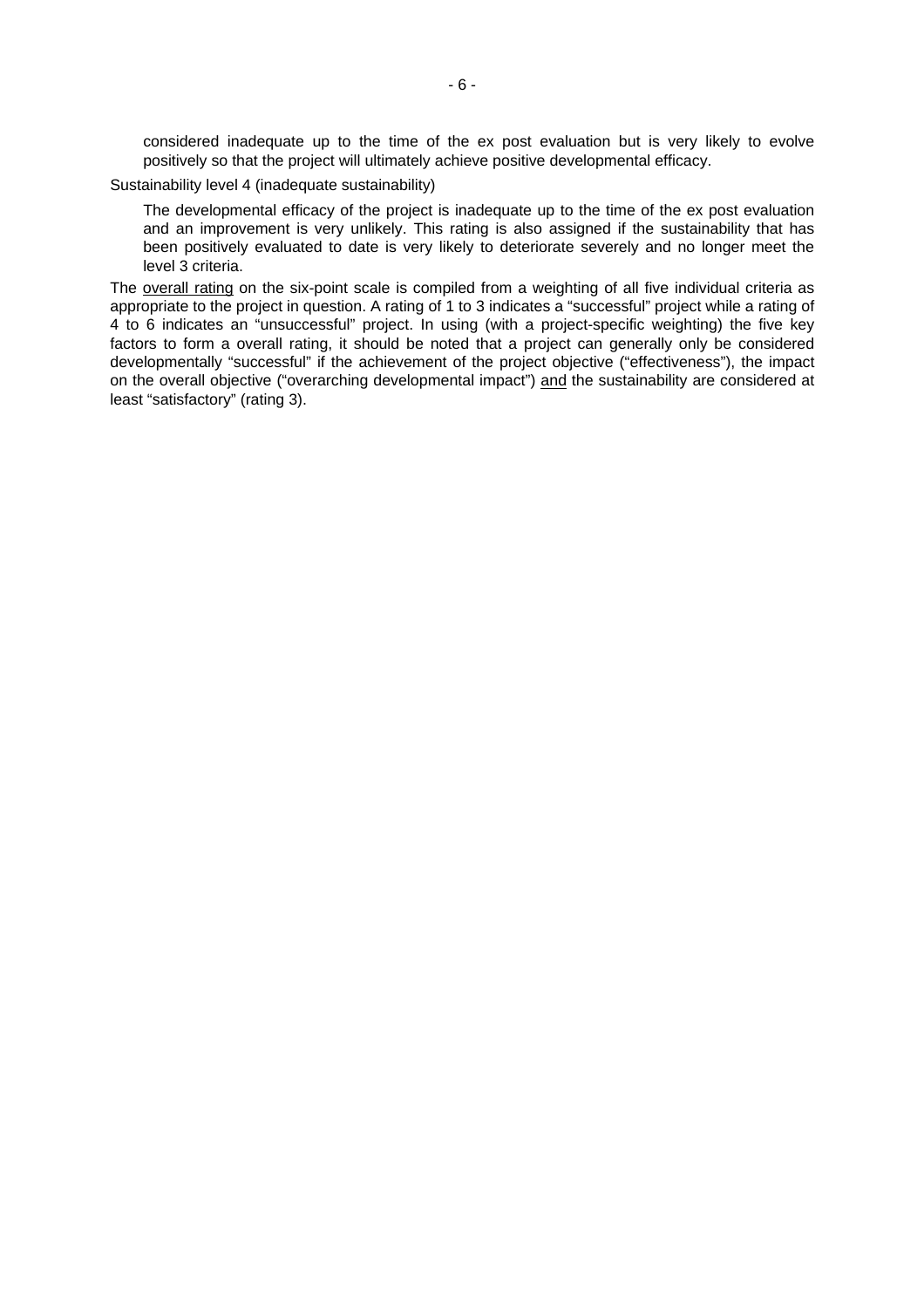considered inadequate up to the time of the ex post evaluation but is very likely to evolve positively so that the project will ultimately achieve positive developmental efficacy.

Sustainability level 4 (inadequate sustainability)

The developmental efficacy of the project is inadequate up to the time of the ex post evaluation and an improvement is very unlikely. This rating is also assigned if the sustainability that has been positively evaluated to date is very likely to deteriorate severely and no longer meet the level 3 criteria.

The overall rating on the six-point scale is compiled from a weighting of all five individual criteria as appropriate to the project in question. A rating of 1 to 3 indicates a "successful" project while a rating of 4 to 6 indicates an "unsuccessful" project. In using (with a project-specific weighting) the five key factors to form a overall rating, it should be noted that a project can generally only be considered developmentally "successful" if the achievement of the project objective ("effectiveness"), the impact on the overall objective ("overarching developmental impact") and the sustainability are considered at least "satisfactory" (rating 3).